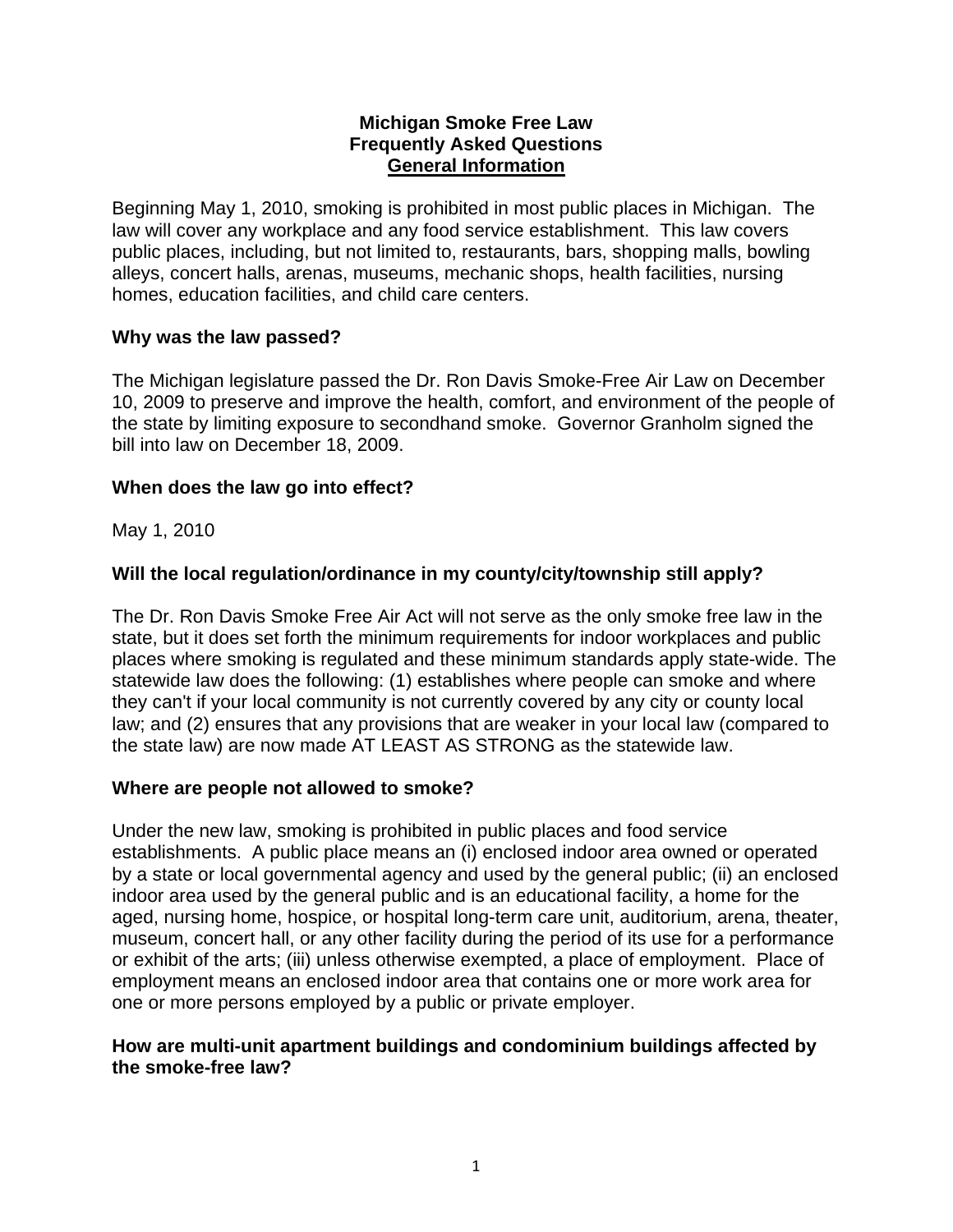# Michigan Smoke Free Law
## Frequently Asked Questions
## General Information

Beginning May 1, 2010, smoking is prohibited in most public places in Michigan. The law will cover any workplace and any food service establishment. This law covers public places, including, but not limited to, restaurants, bars, shopping malls, bowling alleys, concert halls, arenas, museums, mechanic shops, health facilities, nursing homes, education facilities, and child care centers.

### Why was the law passed?

The Michigan legislature passed the Dr. Ron Davis Smoke-Free Air Law on December 10, 2009 to preserve and improve the health, comfort, and environment of the people of the state by limiting exposure to secondhand smoke. Governor Granholm signed the bill into law on December 18, 2009.

### When does the law go into effect?

May 1, 2010

### Will the local regulation/ordinance in my county/city/township still apply?

The Dr. Ron Davis Smoke Free Air Act will not serve as the only smoke free law in the state, but it does set forth the minimum requirements for indoor workplaces and public places where smoking is regulated and these minimum standards apply state-wide. The statewide law does the following: (1) establishes where people can smoke and where they can't if your local community is not currently covered by any city or county local law; and (2) ensures that any provisions that are weaker in your local law (compared to the state law) are now made AT LEAST AS STRONG as the statewide law.

### Where are people not allowed to smoke?

Under the new law, smoking is prohibited in public places and food service establishments. A public place means an (i) enclosed indoor area owned or operated by a state or local governmental agency and used by the general public; (ii) an enclosed indoor area used by the general public and is an educational facility, a home for the aged, nursing home, hospice, or hospital long-term care unit, auditorium, arena, theater, museum, concert hall, or any other facility during the period of its use for a performance or exhibit of the arts; (iii) unless otherwise exempted, a place of employment. Place of employment means an enclosed indoor area that contains one or more work area for one or more persons employed by a public or private employer.

### How are multi-unit apartment buildings and condominium buildings affected by the smoke-free law?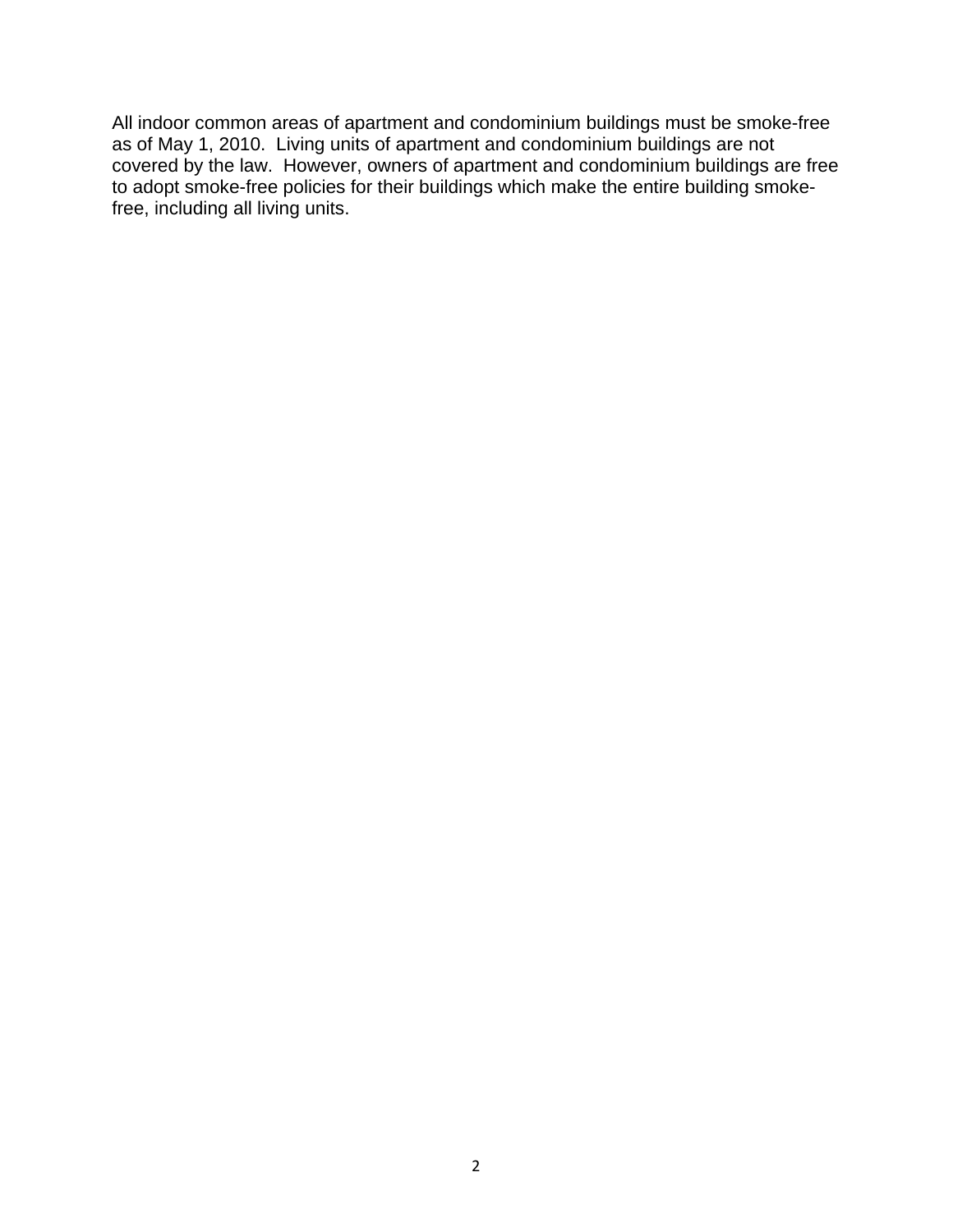All indoor common areas of apartment and condominium buildings must be smoke-free as of May 1, 2010. Living units of apartment and condominium buildings are not covered by the law. However, owners of apartment and condominium buildings are free to adopt smoke-free policies for their buildings which make the entire building smoke-free, including all living units.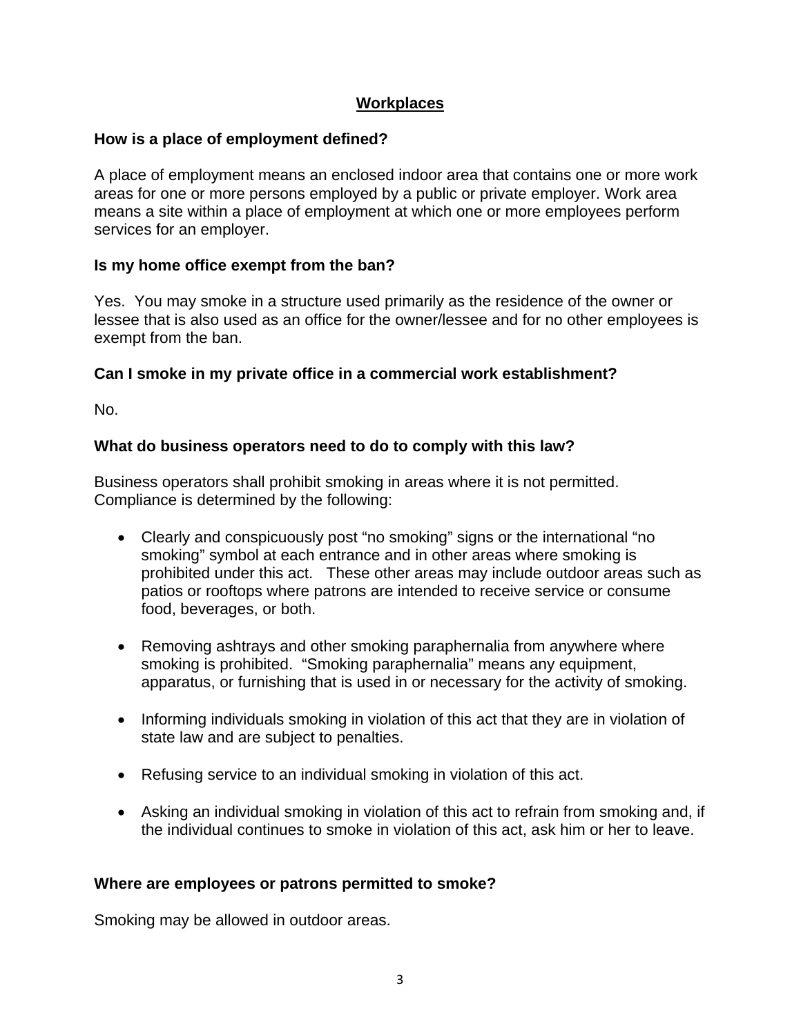## Workplaces

**How is a place of employment defined?**

A place of employment means an enclosed indoor area that contains one or more work areas for one or more persons employed by a public or private employer. Work area means a site within a place of employment at which one or more employees perform services for an employer.

**Is my home office exempt from the ban?**

Yes. You may smoke in a structure used primarily as the residence of the owner or lessee that is also used as an office for the owner/lessee and for no other employees is exempt from the ban.

**Can I smoke in my private office in a commercial work establishment?**

No.

**What do business operators need to do to comply with this law?**

Business operators shall prohibit smoking in areas where it is not permitted. Compliance is determined by the following:

- Clearly and conspicuously post "no smoking" signs or the international "no smoking" symbol at each entrance and in other areas where smoking is prohibited under this act. These other areas may include outdoor areas such as patios or rooftops where patrons are intended to receive service or consume food, beverages, or both.
- Removing ashtrays and other smoking paraphernalia from anywhere where smoking is prohibited. "Smoking paraphernalia" means any equipment, apparatus, or furnishing that is used in or necessary for the activity of smoking.
- Informing individuals smoking in violation of this act that they are in violation of state law and are subject to penalties.
- Refusing service to an individual smoking in violation of this act.
- Asking an individual smoking in violation of this act to refrain from smoking and, if the individual continues to smoke in violation of this act, ask him or her to leave.

**Where are employees or patrons permitted to smoke?**

Smoking may be allowed in outdoor areas.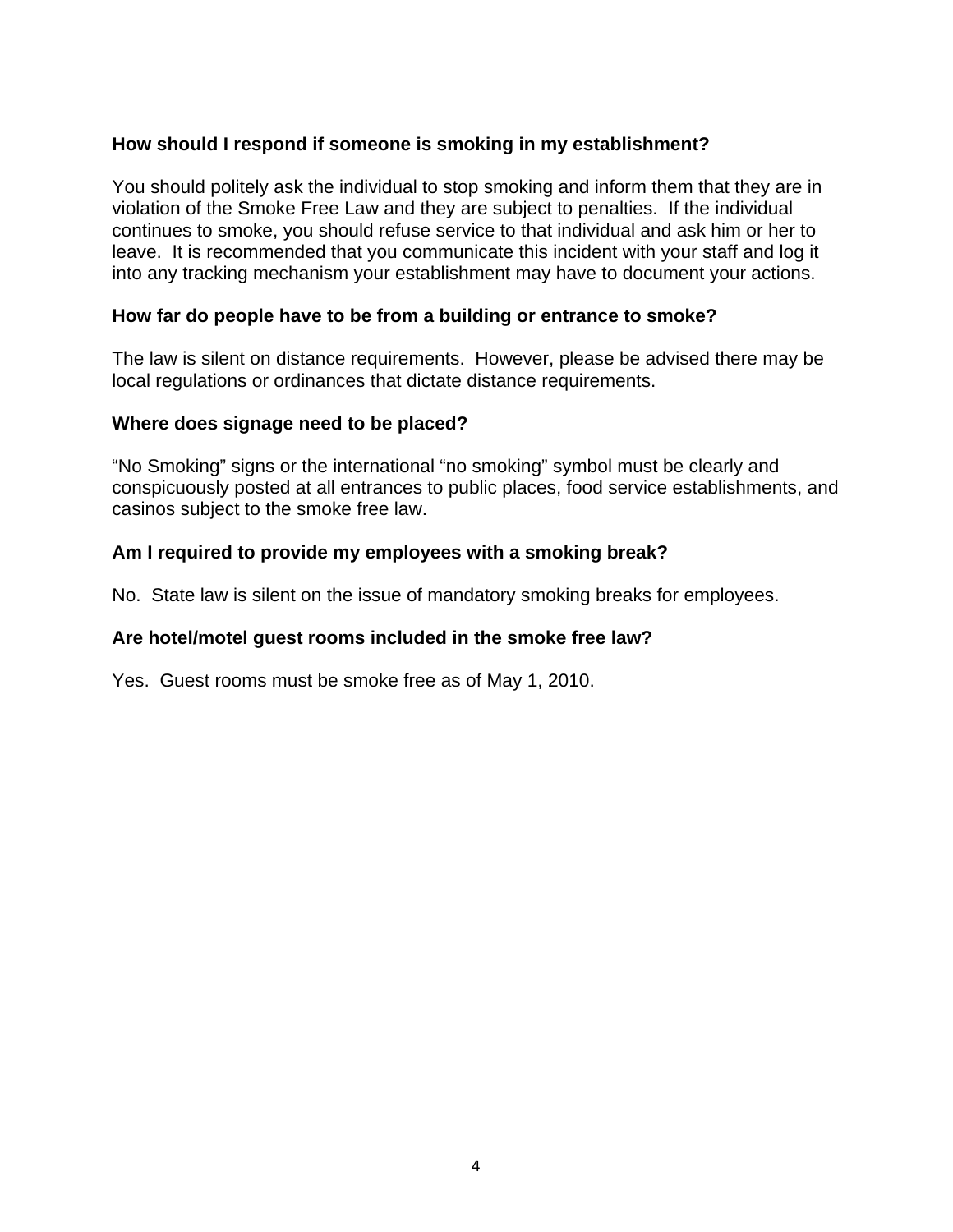**How should I respond if someone is smoking in my establishment?**

You should politely ask the individual to stop smoking and inform them that they are in violation of the Smoke Free Law and they are subject to penalties. If the individual continues to smoke, you should refuse service to that individual and ask him or her to leave. It is recommended that you communicate this incident with your staff and log it into any tracking mechanism your establishment may have to document your actions.

**How far do people have to be from a building or entrance to smoke?**

The law is silent on distance requirements. However, please be advised there may be local regulations or ordinances that dictate distance requirements.

**Where does signage need to be placed?**

"No Smoking" signs or the international "no smoking" symbol must be clearly and conspicuously posted at all entrances to public places, food service establishments, and casinos subject to the smoke free law.

**Am I required to provide my employees with a smoking break?**

No. State law is silent on the issue of mandatory smoking breaks for employees.

**Are hotel/motel guest rooms included in the smoke free law?**

Yes. Guest rooms must be smoke free as of May 1, 2010.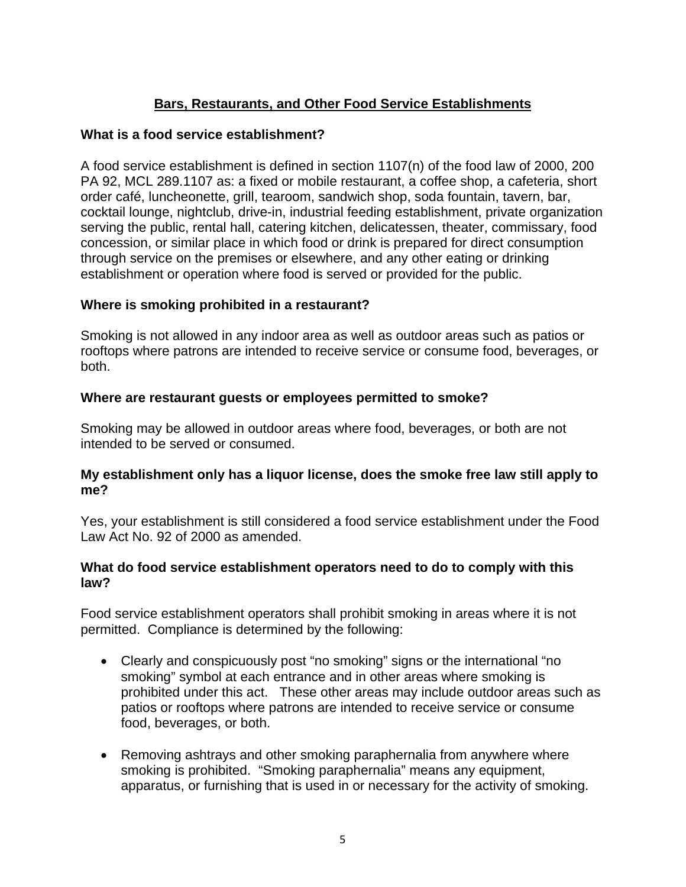## Bars, Restaurants, and Other Food Service Establishments

### What is a food service establishment?

A food service establishment is defined in section 1107(n) of the food law of 2000, 200 PA 92, MCL 289.1107 as: a fixed or mobile restaurant, a coffee shop, a cafeteria, short order café, luncheonette, grill, tearoom, sandwich shop, soda fountain, tavern, bar, cocktail lounge, nightclub, drive-in, industrial feeding establishment, private organization serving the public, rental hall, catering kitchen, delicatessen, theater, commissary, food concession, or similar place in which food or drink is prepared for direct consumption through service on the premises or elsewhere, and any other eating or drinking establishment or operation where food is served or provided for the public.

### Where is smoking prohibited in a restaurant?

Smoking is not allowed in any indoor area as well as outdoor areas such as patios or rooftops where patrons are intended to receive service or consume food, beverages, or both.

### Where are restaurant guests or employees permitted to smoke?

Smoking may be allowed in outdoor areas where food, beverages, or both are not intended to be served or consumed.

### My establishment only has a liquor license, does the smoke free law still apply to me?

Yes, your establishment is still considered a food service establishment under the Food Law Act No. 92 of 2000 as amended.

### What do food service establishment operators need to do to comply with this law?

Food service establishment operators shall prohibit smoking in areas where it is not permitted. Compliance is determined by the following:

- Clearly and conspicuously post "no smoking" signs or the international "no smoking" symbol at each entrance and in other areas where smoking is prohibited under this act. These other areas may include outdoor areas such as patios or rooftops where patrons are intended to receive service or consume food, beverages, or both.

- Removing ashtrays and other smoking paraphernalia from anywhere where smoking is prohibited. "Smoking paraphernalia" means any equipment, apparatus, or furnishing that is used in or necessary for the activity of smoking.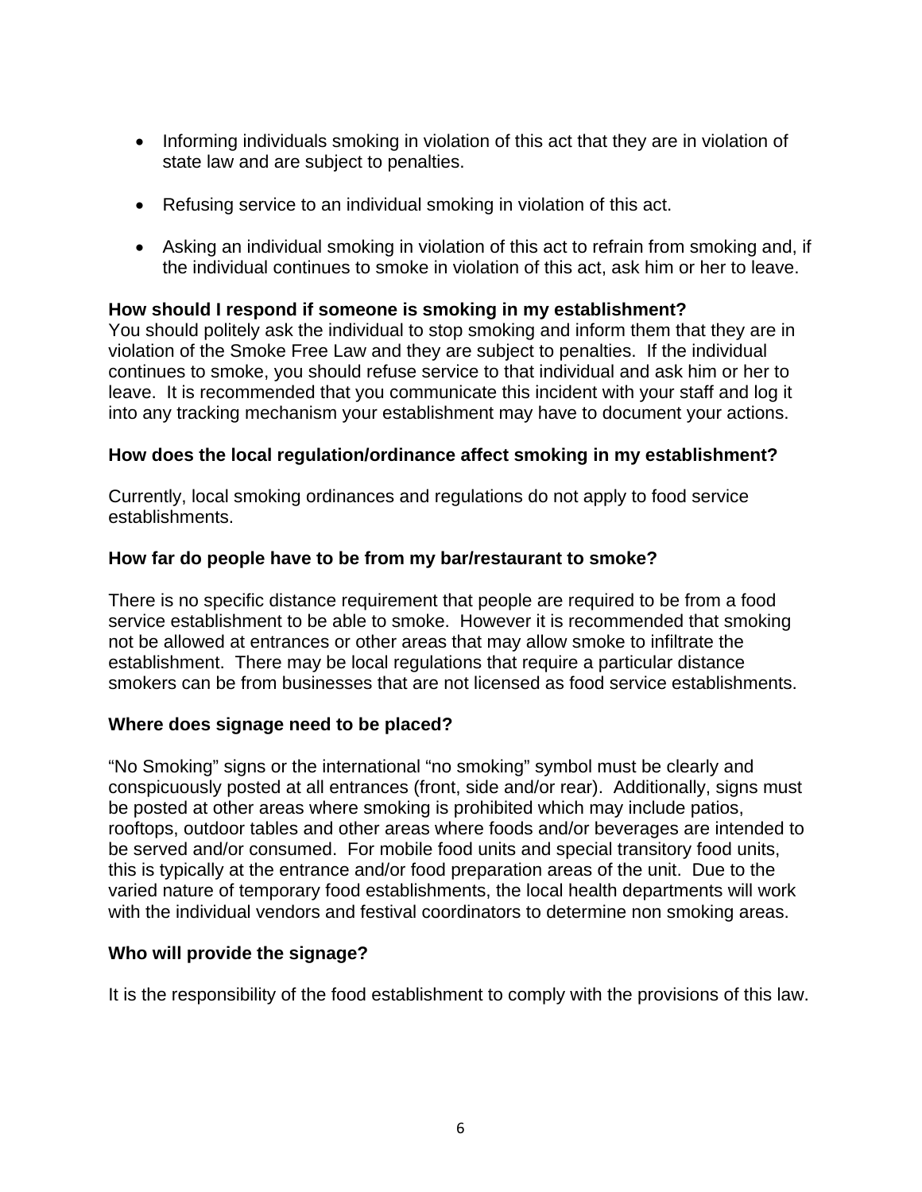- Informing individuals smoking in violation of this act that they are in violation of state law and are subject to penalties.
- Refusing service to an individual smoking in violation of this act.
- Asking an individual smoking in violation of this act to refrain from smoking and, if the individual continues to smoke in violation of this act, ask him or her to leave.

**How should I respond if someone is smoking in my establishment?**
You should politely ask the individual to stop smoking and inform them that they are in violation of the Smoke Free Law and they are subject to penalties. If the individual continues to smoke, you should refuse service to that individual and ask him or her to leave. It is recommended that you communicate this incident with your staff and log it into any tracking mechanism your establishment may have to document your actions.

**How does the local regulation/ordinance affect smoking in my establishment?**

Currently, local smoking ordinances and regulations do not apply to food service establishments.

**How far do people have to be from my bar/restaurant to smoke?**

There is no specific distance requirement that people are required to be from a food service establishment to be able to smoke. However it is recommended that smoking not be allowed at entrances or other areas that may allow smoke to infiltrate the establishment. There may be local regulations that require a particular distance smokers can be from businesses that are not licensed as food service establishments.

**Where does signage need to be placed?**

"No Smoking" signs or the international "no smoking" symbol must be clearly and conspicuously posted at all entrances (front, side and/or rear). Additionally, signs must be posted at other areas where smoking is prohibited which may include patios, rooftops, outdoor tables and other areas where foods and/or beverages are intended to be served and/or consumed. For mobile food units and special transitory food units, this is typically at the entrance and/or food preparation areas of the unit. Due to the varied nature of temporary food establishments, the local health departments will work with the individual vendors and festival coordinators to determine non smoking areas.

**Who will provide the signage?**

It is the responsibility of the food establishment to comply with the provisions of this law.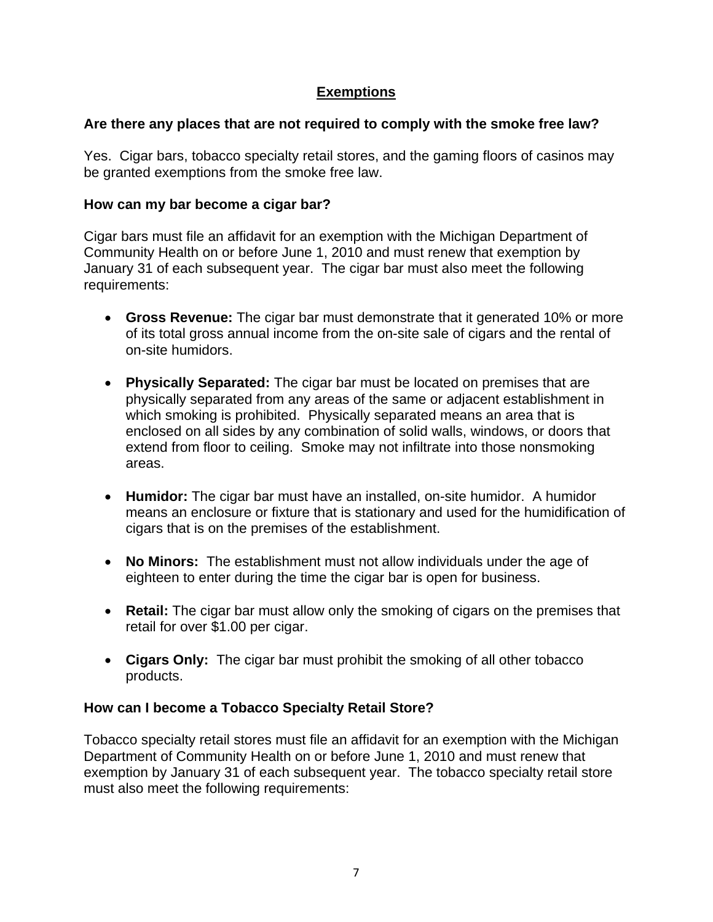## Exemptions

### Are there any places that are not required to comply with the smoke free law?

Yes. Cigar bars, tobacco specialty retail stores, and the gaming floors of casinos may be granted exemptions from the smoke free law.

### How can my bar become a cigar bar?

Cigar bars must file an affidavit for an exemption with the Michigan Department of Community Health on or before June 1, 2010 and must renew that exemption by January 31 of each subsequent year. The cigar bar must also meet the following requirements:

- **Gross Revenue:** The cigar bar must demonstrate that it generated 10% or more of its total gross annual income from the on-site sale of cigars and the rental of on-site humidors.
- **Physically Separated:** The cigar bar must be located on premises that are physically separated from any areas of the same or adjacent establishment in which smoking is prohibited. Physically separated means an area that is enclosed on all sides by any combination of solid walls, windows, or doors that extend from floor to ceiling. Smoke may not infiltrate into those nonsmoking areas.
- **Humidor:** The cigar bar must have an installed, on-site humidor. A humidor means an enclosure or fixture that is stationary and used for the humidification of cigars that is on the premises of the establishment.
- **No Minors:** The establishment must not allow individuals under the age of eighteen to enter during the time the cigar bar is open for business.
- **Retail:** The cigar bar must allow only the smoking of cigars on the premises that retail for over $1.00 per cigar.
- **Cigars Only:** The cigar bar must prohibit the smoking of all other tobacco products.

### How can I become a Tobacco Specialty Retail Store?

Tobacco specialty retail stores must file an affidavit for an exemption with the Michigan Department of Community Health on or before June 1, 2010 and must renew that exemption by January 31 of each subsequent year. The tobacco specialty retail store must also meet the following requirements: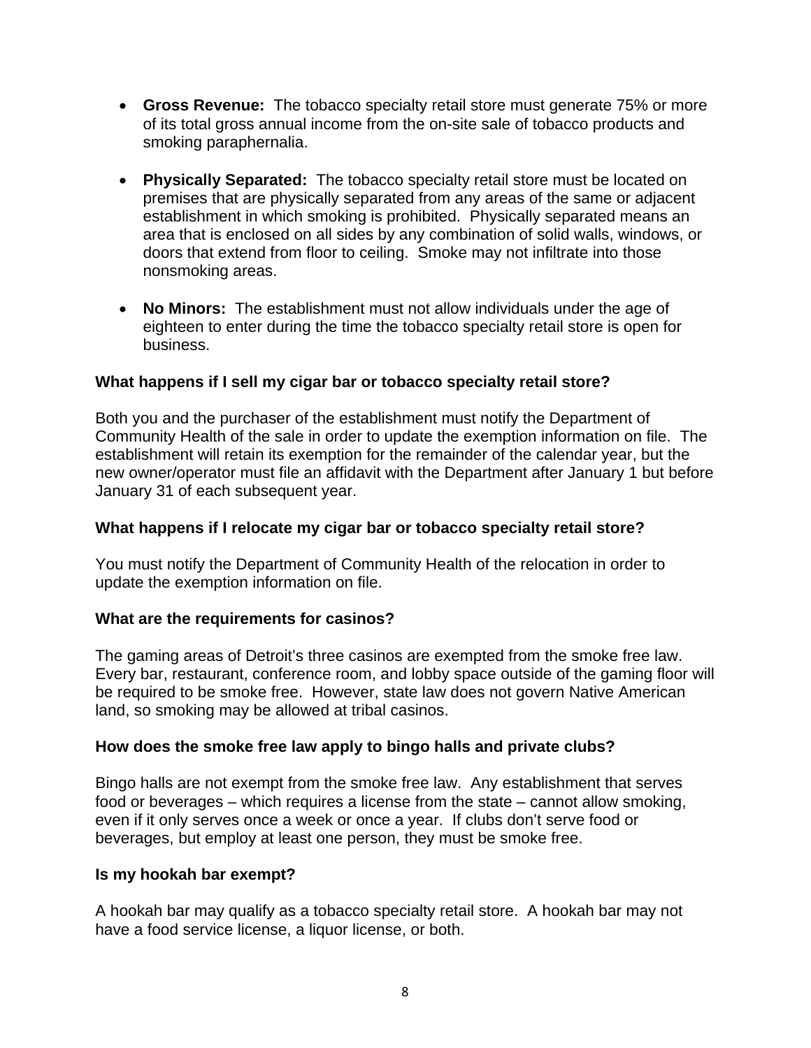- **Gross Revenue:** The tobacco specialty retail store must generate 75% or more of its total gross annual income from the on-site sale of tobacco products and smoking paraphernalia.

- **Physically Separated:** The tobacco specialty retail store must be located on premises that are physically separated from any areas of the same or adjacent establishment in which smoking is prohibited. Physically separated means an area that is enclosed on all sides by any combination of solid walls, windows, or doors that extend from floor to ceiling. Smoke may not infiltrate into those nonsmoking areas.

- **No Minors:** The establishment must not allow individuals under the age of eighteen to enter during the time the tobacco specialty retail store is open for business.

**What happens if I sell my cigar bar or tobacco specialty retail store?**

Both you and the purchaser of the establishment must notify the Department of Community Health of the sale in order to update the exemption information on file. The establishment will retain its exemption for the remainder of the calendar year, but the new owner/operator must file an affidavit with the Department after January 1 but before January 31 of each subsequent year.

**What happens if I relocate my cigar bar or tobacco specialty retail store?**

You must notify the Department of Community Health of the relocation in order to update the exemption information on file.

**What are the requirements for casinos?**

The gaming areas of Detroit's three casinos are exempted from the smoke free law. Every bar, restaurant, conference room, and lobby space outside of the gaming floor will be required to be smoke free. However, state law does not govern Native American land, so smoking may be allowed at tribal casinos.

**How does the smoke free law apply to bingo halls and private clubs?**

Bingo halls are not exempt from the smoke free law. Any establishment that serves food or beverages – which requires a license from the state – cannot allow smoking, even if it only serves once a week or once a year. If clubs don't serve food or beverages, but employ at least one person, they must be smoke free.

**Is my hookah bar exempt?**

A hookah bar may qualify as a tobacco specialty retail store. A hookah bar may not have a food service license, a liquor license, or both.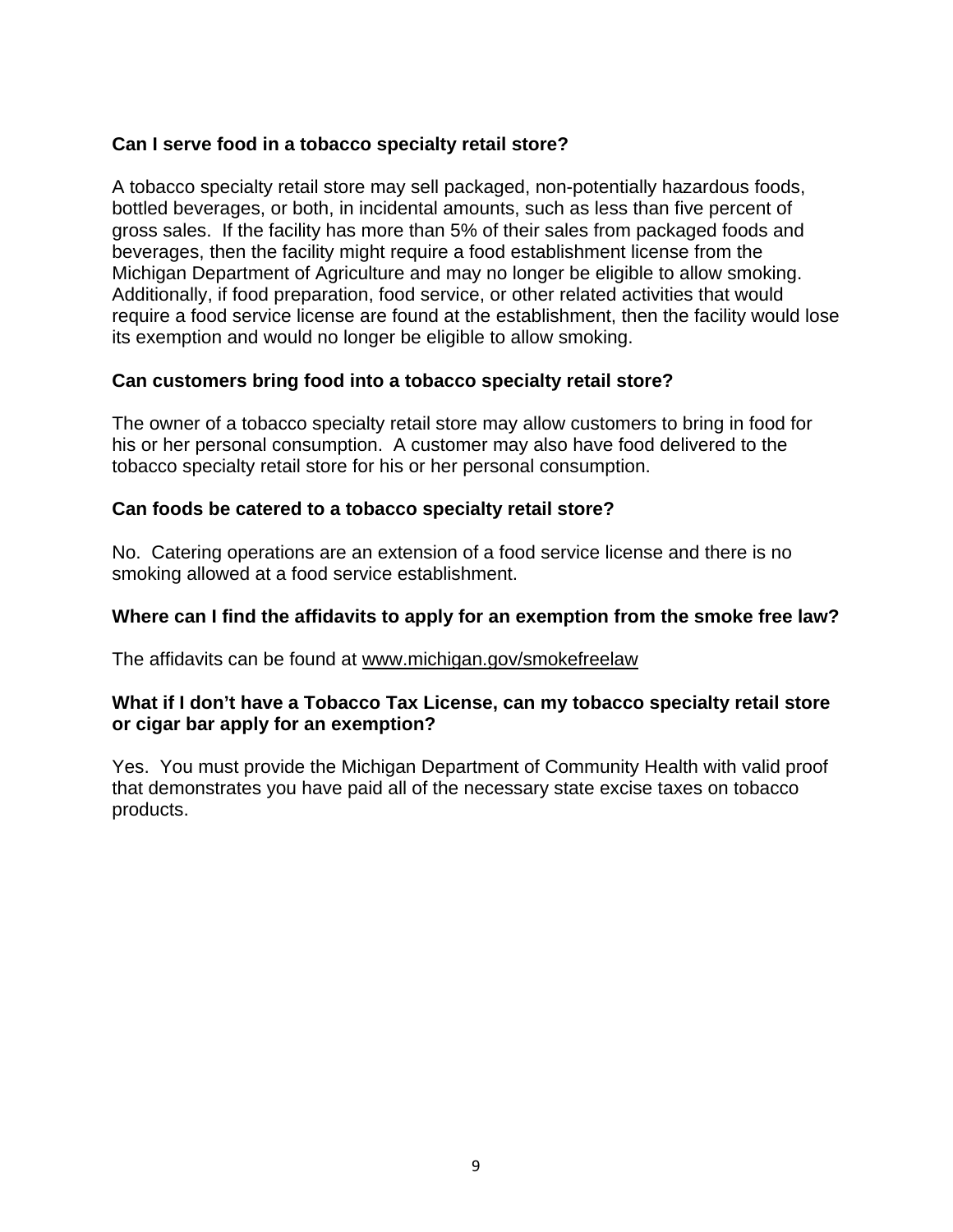**Can I serve food in a tobacco specialty retail store?**

A tobacco specialty retail store may sell packaged, non-potentially hazardous foods, bottled beverages, or both, in incidental amounts, such as less than five percent of gross sales. If the facility has more than 5% of their sales from packaged foods and beverages, then the facility might require a food establishment license from the Michigan Department of Agriculture and may no longer be eligible to allow smoking. Additionally, if food preparation, food service, or other related activities that would require a food service license are found at the establishment, then the facility would lose its exemption and would no longer be eligible to allow smoking.

**Can customers bring food into a tobacco specialty retail store?**

The owner of a tobacco specialty retail store may allow customers to bring in food for his or her personal consumption. A customer may also have food delivered to the tobacco specialty retail store for his or her personal consumption.

**Can foods be catered to a tobacco specialty retail store?**

No. Catering operations are an extension of a food service license and there is no smoking allowed at a food service establishment.

**Where can I find the affidavits to apply for an exemption from the smoke free law?**

The affidavits can be found at www.michigan.gov/smokefreelaw

**What if I don't have a Tobacco Tax License, can my tobacco specialty retail store or cigar bar apply for an exemption?**

Yes. You must provide the Michigan Department of Community Health with valid proof that demonstrates you have paid all of the necessary state excise taxes on tobacco products.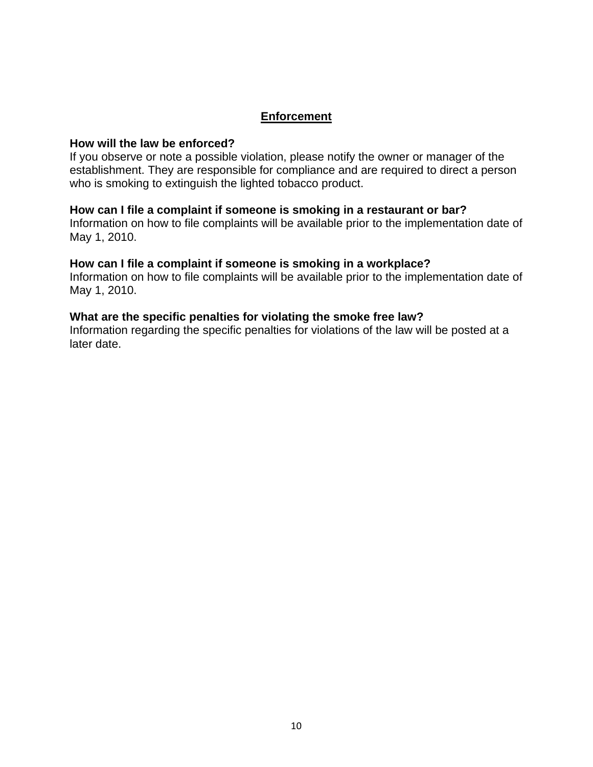## Enforcement

**How will the law be enforced?**
If you observe or note a possible violation, please notify the owner or manager of the establishment. They are responsible for compliance and are required to direct a person who is smoking to extinguish the lighted tobacco product.

**How can I file a complaint if someone is smoking in a restaurant or bar?**
Information on how to file complaints will be available prior to the implementation date of May 1, 2010.

**How can I file a complaint if someone is smoking in a workplace?**
Information on how to file complaints will be available prior to the implementation date of May 1, 2010.

**What are the specific penalties for violating the smoke free law?**
Information regarding the specific penalties for violations of the law will be posted at a later date.